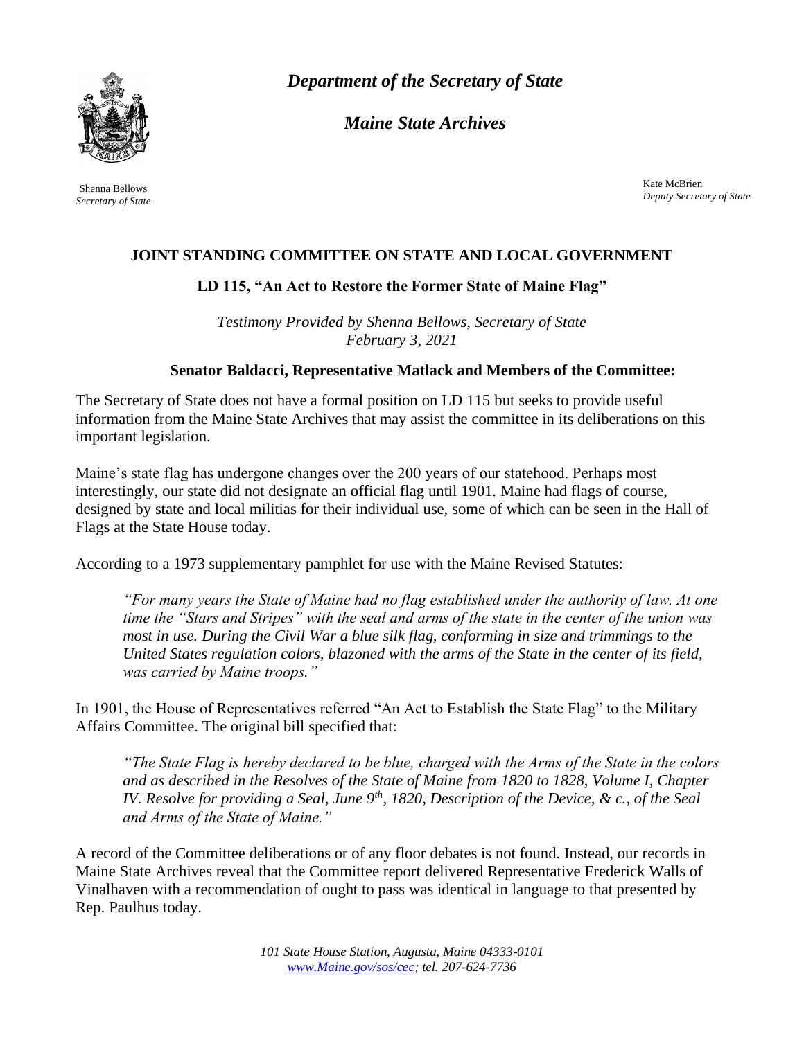***Department of the Secretary of State***

***Maine State Archives***

Shenna Bellows
*Secretary of State*

Kate McBrien
*Deputy Secretary of State*

## JOINT STANDING COMMITTEE ON STATE AND LOCAL GOVERNMENT

### LD 115, "An Act to Restore the Former State of Maine Flag"

*Testimony Provided by Shenna Bellows, Secretary of State*
*February 3, 2021*

**Senator Baldacci, Representative Matlack and Members of the Committee:**

The Secretary of State does not have a formal position on LD 115 but seeks to provide useful information from the Maine State Archives that may assist the committee in its deliberations on this important legislation.

Maine's state flag has undergone changes over the 200 years of our statehood. Perhaps most interestingly, our state did not designate an official flag until 1901. Maine had flags of course, designed by state and local militias for their individual use, some of which can be seen in the Hall of Flags at the State House today.

According to a 1973 supplementary pamphlet for use with the Maine Revised Statutes:

> *"For many years the State of Maine had no flag established under the authority of law. At one time the "Stars and Stripes" with the seal and arms of the state in the center of the union was most in use. During the Civil War a blue silk flag, conforming in size and trimmings to the United States regulation colors, blazoned with the arms of the State in the center of its field, was carried by Maine troops."*

In 1901, the House of Representatives referred "An Act to Establish the State Flag" to the Military Affairs Committee. The original bill specified that:

> *"The State Flag is hereby declared to be blue, charged with the Arms of the State in the colors and as described in the Resolves of the State of Maine from 1820 to 1828, Volume I, Chapter IV. Resolve for providing a Seal, June 9th, 1820, Description of the Device, & c., of the Seal and Arms of the State of Maine."*

A record of the Committee deliberations or of any floor debates is not found. Instead, our records in Maine State Archives reveal that the Committee report delivered Representative Frederick Walls of Vinalhaven with a recommendation of ought to pass was identical in language to that presented by Rep. Paulhus today.

*101 State House Station, Augusta, Maine 04333-0101*
*www.Maine.gov/sos/cec; tel. 207-624-7736*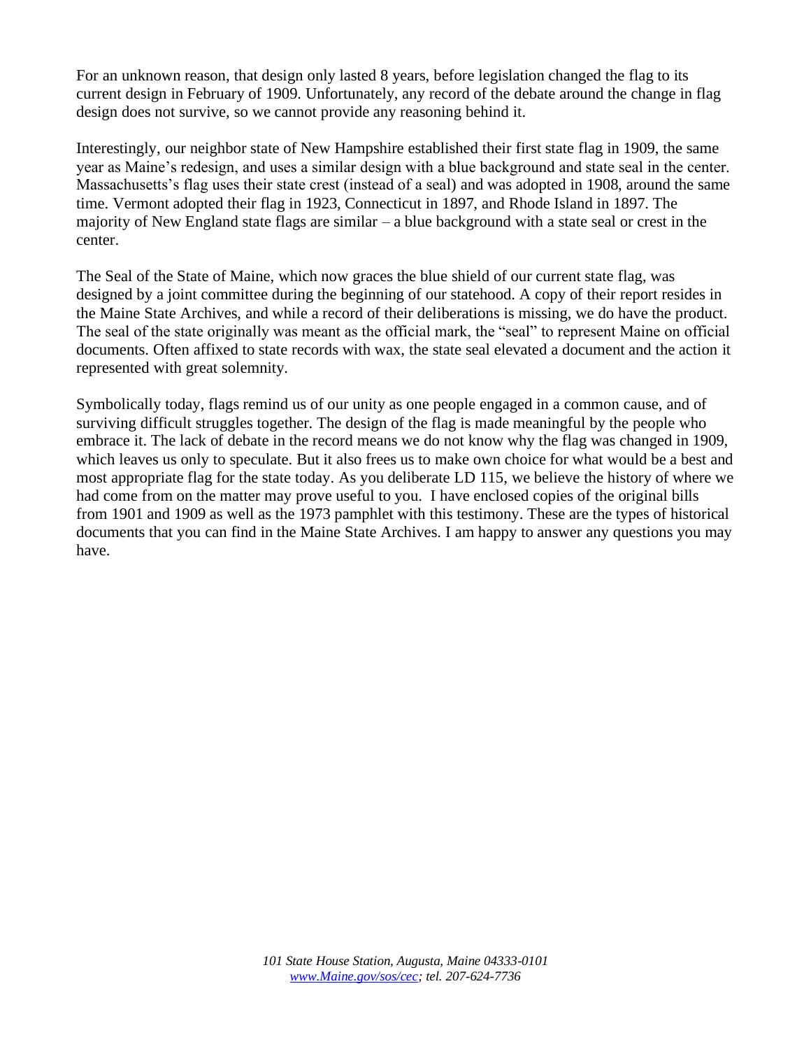For an unknown reason, that design only lasted 8 years, before legislation changed the flag to its current design in February of 1909. Unfortunately, any record of the debate around the change in flag design does not survive, so we cannot provide any reasoning behind it.

Interestingly, our neighbor state of New Hampshire established their first state flag in 1909, the same year as Maine's redesign, and uses a similar design with a blue background and state seal in the center. Massachusetts's flag uses their state crest (instead of a seal) and was adopted in 1908, around the same time. Vermont adopted their flag in 1923, Connecticut in 1897, and Rhode Island in 1897. The majority of New England state flags are similar – a blue background with a state seal or crest in the center.

The Seal of the State of Maine, which now graces the blue shield of our current state flag, was designed by a joint committee during the beginning of our statehood. A copy of their report resides in the Maine State Archives, and while a record of their deliberations is missing, we do have the product. The seal of the state originally was meant as the official mark, the "seal" to represent Maine on official documents. Often affixed to state records with wax, the state seal elevated a document and the action it represented with great solemnity.

Symbolically today, flags remind us of our unity as one people engaged in a common cause, and of surviving difficult struggles together. The design of the flag is made meaningful by the people who embrace it. The lack of debate in the record means we do not know why the flag was changed in 1909, which leaves us only to speculate. But it also frees us to make own choice for what would be a best and most appropriate flag for the state today. As you deliberate LD 115, we believe the history of where we had come from on the matter may prove useful to you. I have enclosed copies of the original bills from 1901 and 1909 as well as the 1973 pamphlet with this testimony. These are the types of historical documents that you can find in the Maine State Archives. I am happy to answer any questions you may have.

*101 State House Station, Augusta, Maine 04333-0101*
*www.Maine.gov/sos/cec; tel. 207-624-7736*